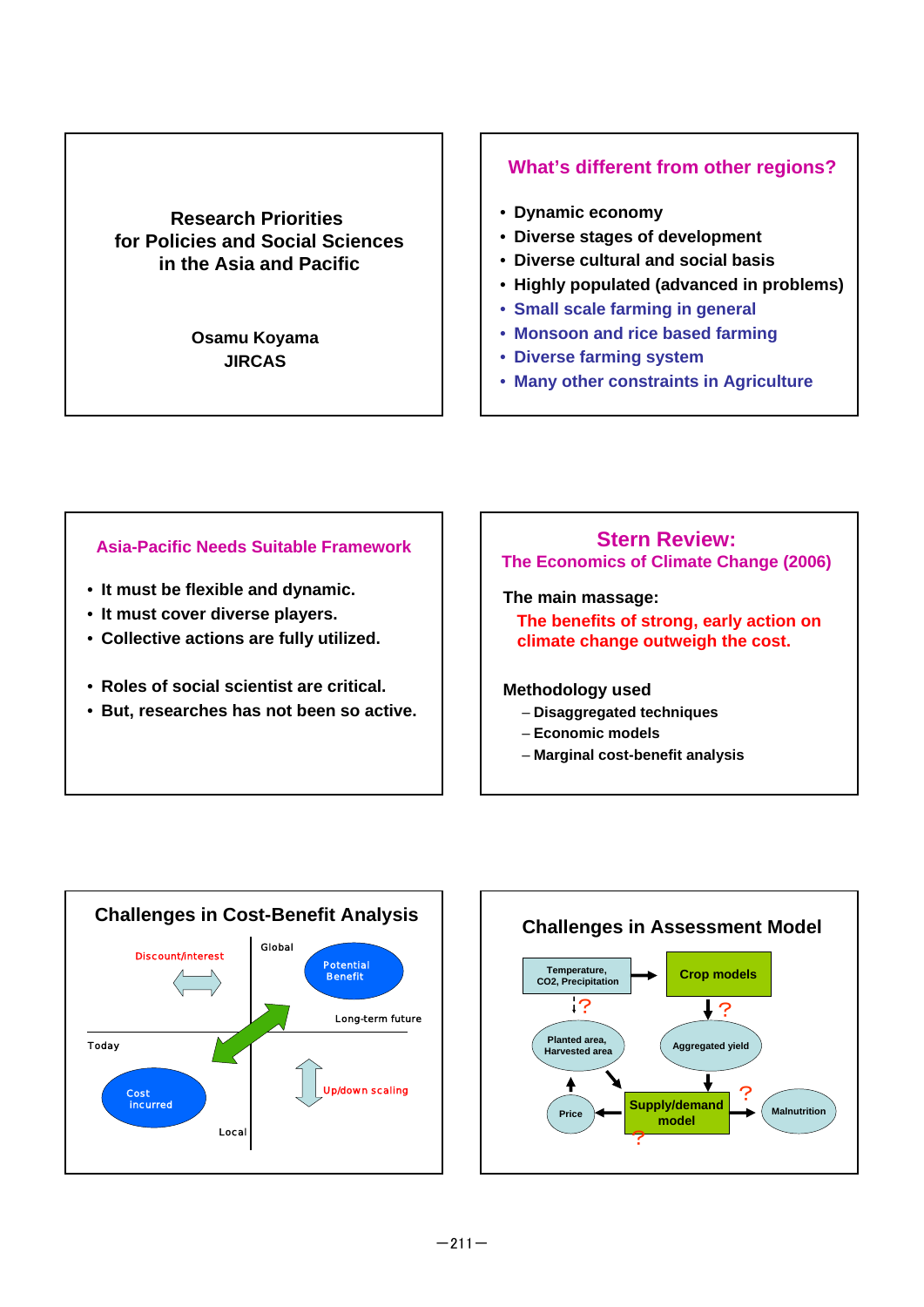# Research Priorities for Policies and Social Sciences in the Asia and Pacific

**Osamu Koyama**
**JIRCAS**

## What's different from other regions?

- Dynamic economy
- Diverse stages of development
- Diverse cultural and social basis
- Highly populated (advanced in problems)
- Small scale farming in general
- Monsoon and rice based farming
- Diverse farming system
- Many other constraints in Agriculture

## Asia-Pacific Needs Suitable Framework

- It must be flexible and dynamic.
- It must cover diverse players.
- Collective actions are fully utilized.

- Roles of social scientist are critical.
- But, researches has not been so active.

## Stern Review: The Economics of Climate Change (2006)

**The main massage:**

The benefits of strong, early action on climate change outweigh the cost.

**Methodology used**

- Disaggregated techniques
- Economic models
- Marginal cost-benefit analysis

## Challenges in Cost-Benefit Analysis

Discount/interest

Global

Potential Benefit

Long-term future

Today

Cost incurred

Up/down scaling

Local

## Challenges in Assessment Model

Temperature, $CO_2$, Precipitation → Crop models

Planted area, Harvested area ?

Aggregated yield ?

Price ← Supply/demand model → Malnutrition ?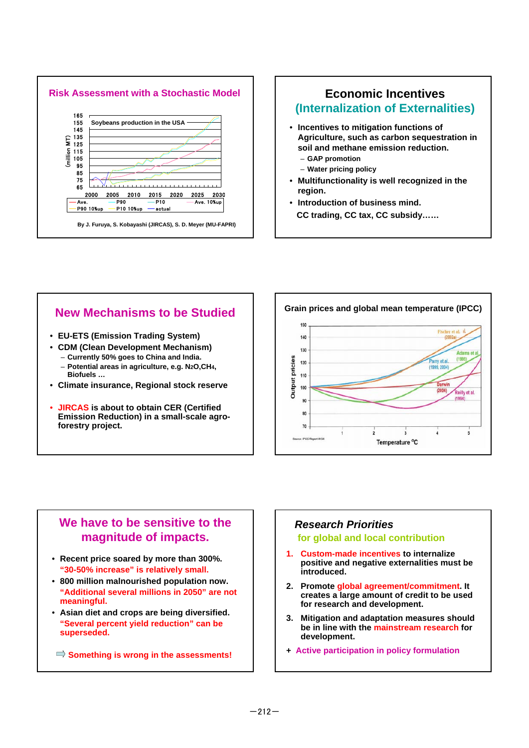## Risk Assessment with a Stochastic Model

Soybeans production in the USA

(million MT)

165
155
145
135
125
115
105
95
85
75
65

2000 2005 2010 2015 2020 2025 2030

Ave. P90 P10 Ave. 10%up
P90 10%up P10 10%up actual

By J. Furuya, S. Kobayashi (JIRCAS), S. D. Meyer (MU-FAPRI)

## Economic Incentives (Internalization of Externalities)

- Incentives to mitigation functions of Agriculture, such as carbon sequestration in soil and methane emission reduction.
  - GAP promotion
  - Water pricing policy
- Multifunctionality is well recognized in the region.
- Introduction of business mind.

CC trading, CC tax, CC subsidy……

## New Mechanisms to be Studied

- EU-ETS (Emission Trading System)
- CDM (Clean Development Mechanism)
  - Currently 50% goes to China and India.
  - Potential areas in agriculture, e.g. $N_2O$, $CH_4$, Biofuels …
- Climate insurance, Regional stock reserve

- JIRCAS is about to obtain CER (Certified Emission Reduction) in a small-scale agro-forestry project.

## Grain prices and global mean temperature (IPCC)

Output prices

150
140
130
120
110
100
90
80
70

1 2 3 4 5

Temperature °C

Fischer et al. (2002a)

Adams et al. (1995)

Parry et al. (1999, 2004)

Darwin (2004)

Reilly et al. (1994)

Source: IPCC Report WGII

## We have to be sensitive to the magnitude of impacts.

- Recent price soared by more than 300%.
  "30-50% increase" is relatively small.
- 800 million malnourished population now.
  "Additional several millions in 2050" are not meaningful.
- Asian diet and crops are being diversified.
  "Several percent yield reduction" can be superseded.

⇨ Something is wrong in the assessments!

## *Research Priorities*

### for global and local contribution

1. Custom-made incentives to internalize positive and negative externalities must be introduced.
2. Promote global agreement/commitment. It creates a large amount of credit to be used for research and development.
3. Mitigation and adaptation measures should be in line with the mainstream research for development.

\+ Active participation in policy formulation